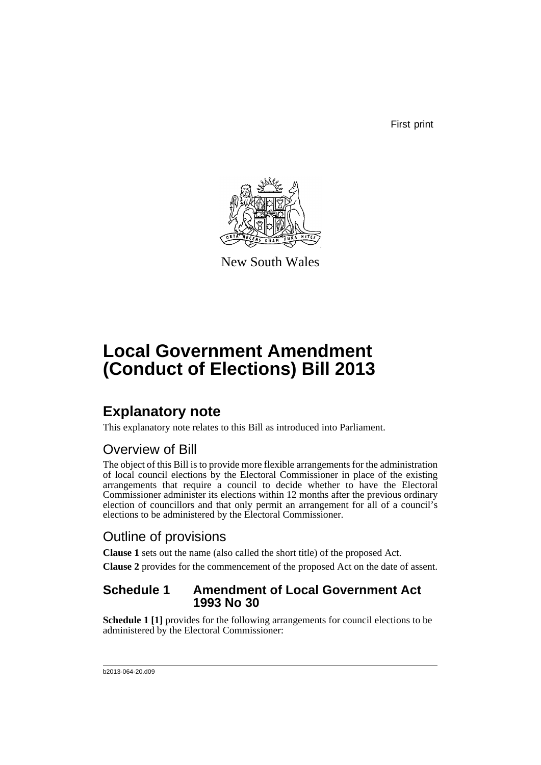First print

New South Wales

# Local Government Amendment (Conduct of Elections) Bill 2013

## Explanatory note

This explanatory note relates to this Bill as introduced into Parliament.

### Overview of Bill

The object of this Bill is to provide more flexible arrangements for the administration of local council elections by the Electoral Commissioner in place of the existing arrangements that require a council to decide whether to have the Electoral Commissioner administer its elections within 12 months after the previous ordinary election of councillors and that only permit an arrangement for all of a council's elections to be administered by the Electoral Commissioner.

### Outline of provisions

**Clause 1** sets out the name (also called the short title) of the proposed Act.

**Clause 2** provides for the commencement of the proposed Act on the date of assent.

### Schedule 1 Amendment of Local Government Act 1993 No 30

**Schedule 1 [1]** provides for the following arrangements for council elections to be administered by the Electoral Commissioner:

b2013-064-20.d09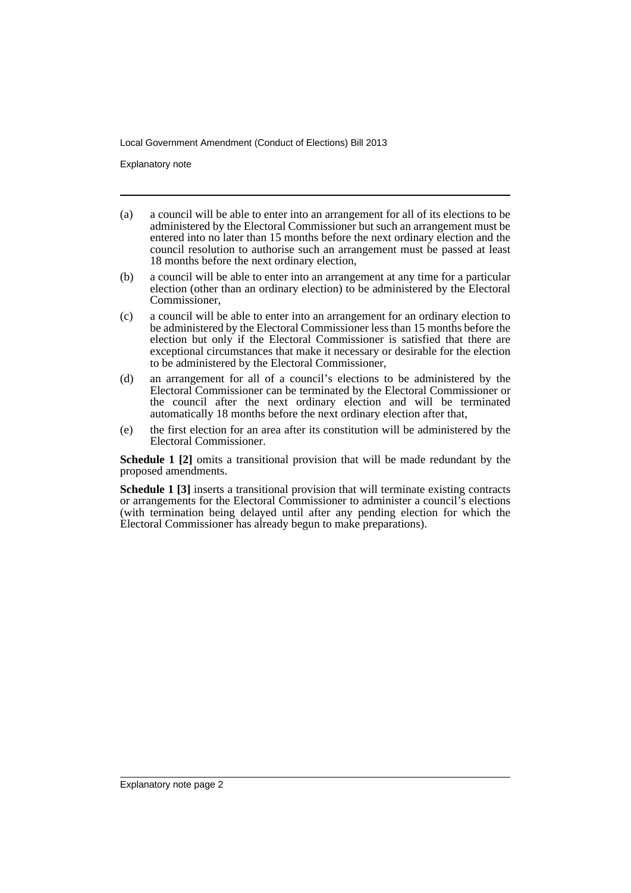(a) a council will be able to enter into an arrangement for all of its elections to be administered by the Electoral Commissioner but such an arrangement must be entered into no later than 15 months before the next ordinary election and the council resolution to authorise such an arrangement must be passed at least 18 months before the next ordinary election,

(b) a council will be able to enter into an arrangement at any time for a particular election (other than an ordinary election) to be administered by the Electoral Commissioner,

(c) a council will be able to enter into an arrangement for an ordinary election to be administered by the Electoral Commissioner less than 15 months before the election but only if the Electoral Commissioner is satisfied that there are exceptional circumstances that make it necessary or desirable for the election to be administered by the Electoral Commissioner,

(d) an arrangement for all of a council's elections to be administered by the Electoral Commissioner can be terminated by the Electoral Commissioner or the council after the next ordinary election and will be terminated automatically 18 months before the next ordinary election after that,

(e) the first election for an area after its constitution will be administered by the Electoral Commissioner.

**Schedule 1 [2]** omits a transitional provision that will be made redundant by the proposed amendments.

**Schedule 1 [3]** inserts a transitional provision that will terminate existing contracts or arrangements for the Electoral Commissioner to administer a council's elections (with termination being delayed until after any pending election for which the Electoral Commissioner has already begun to make preparations).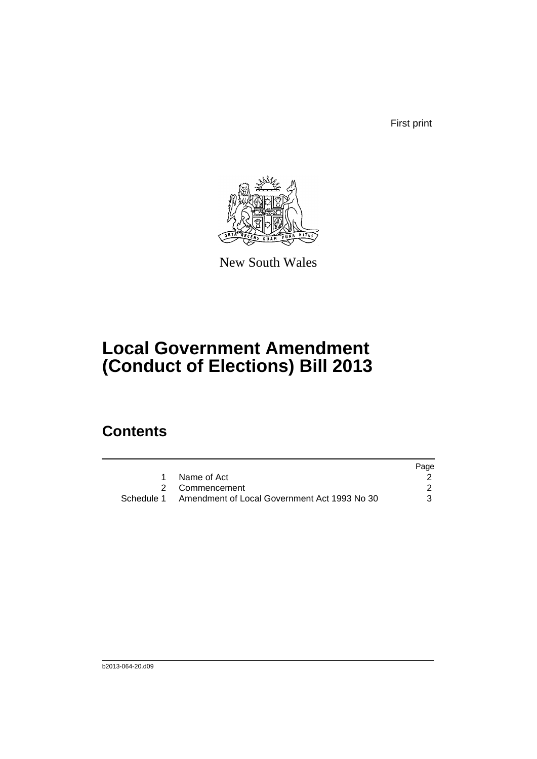First print

New South Wales

# Local Government Amendment (Conduct of Elections) Bill 2013

## Contents

| | | Page |
|---|---|---|
| 1 | Name of Act | 2 |
| 2 | Commencement | 2 |
| Schedule 1 | Amendment of Local Government Act 1993 No 30 | 3 |

b2013-064-20.d09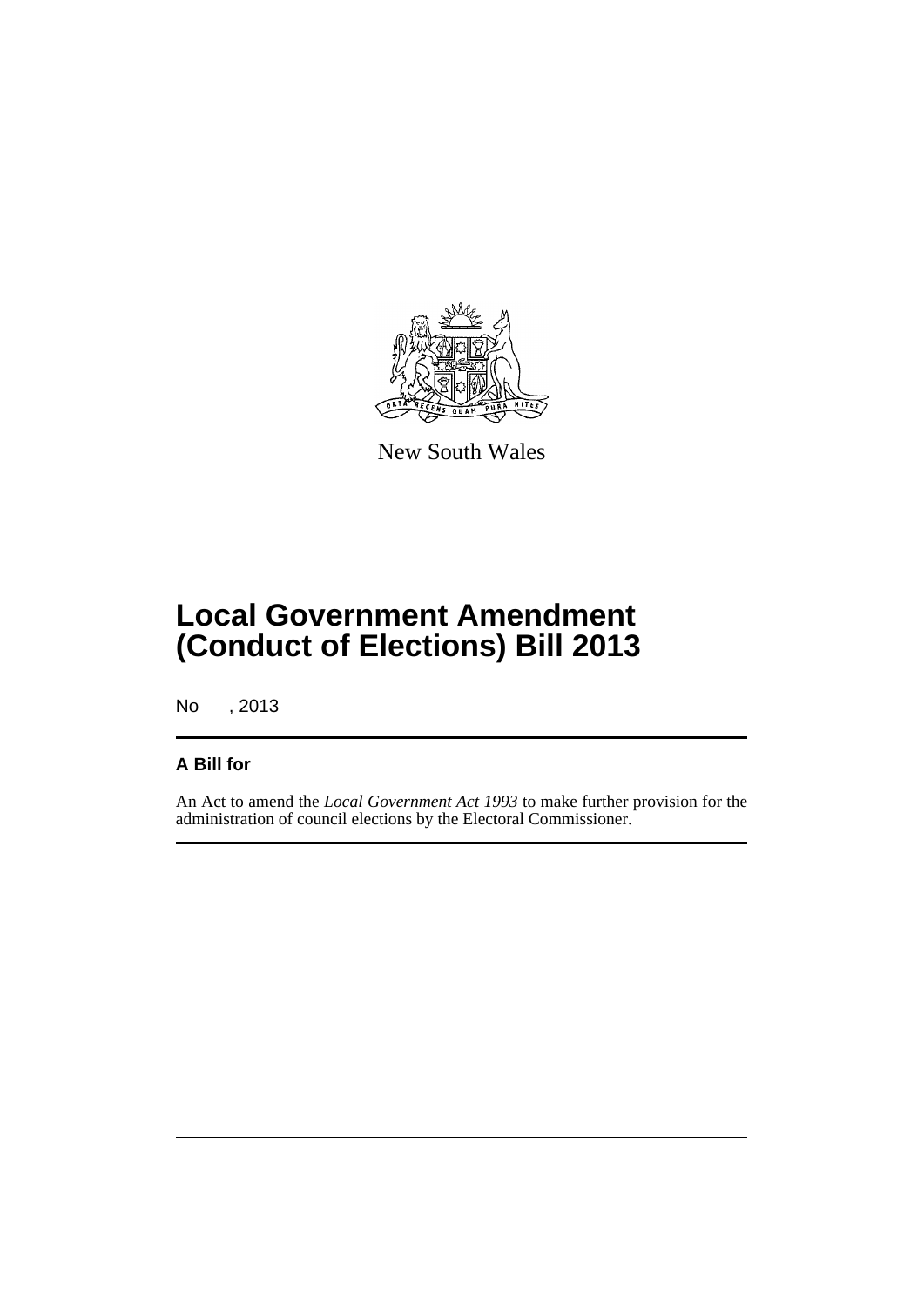New South Wales

# Local Government Amendment (Conduct of Elections) Bill 2013

No , 2013

**A Bill for**

An Act to amend the *Local Government Act 1993* to make further provision for the administration of council elections by the Electoral Commissioner.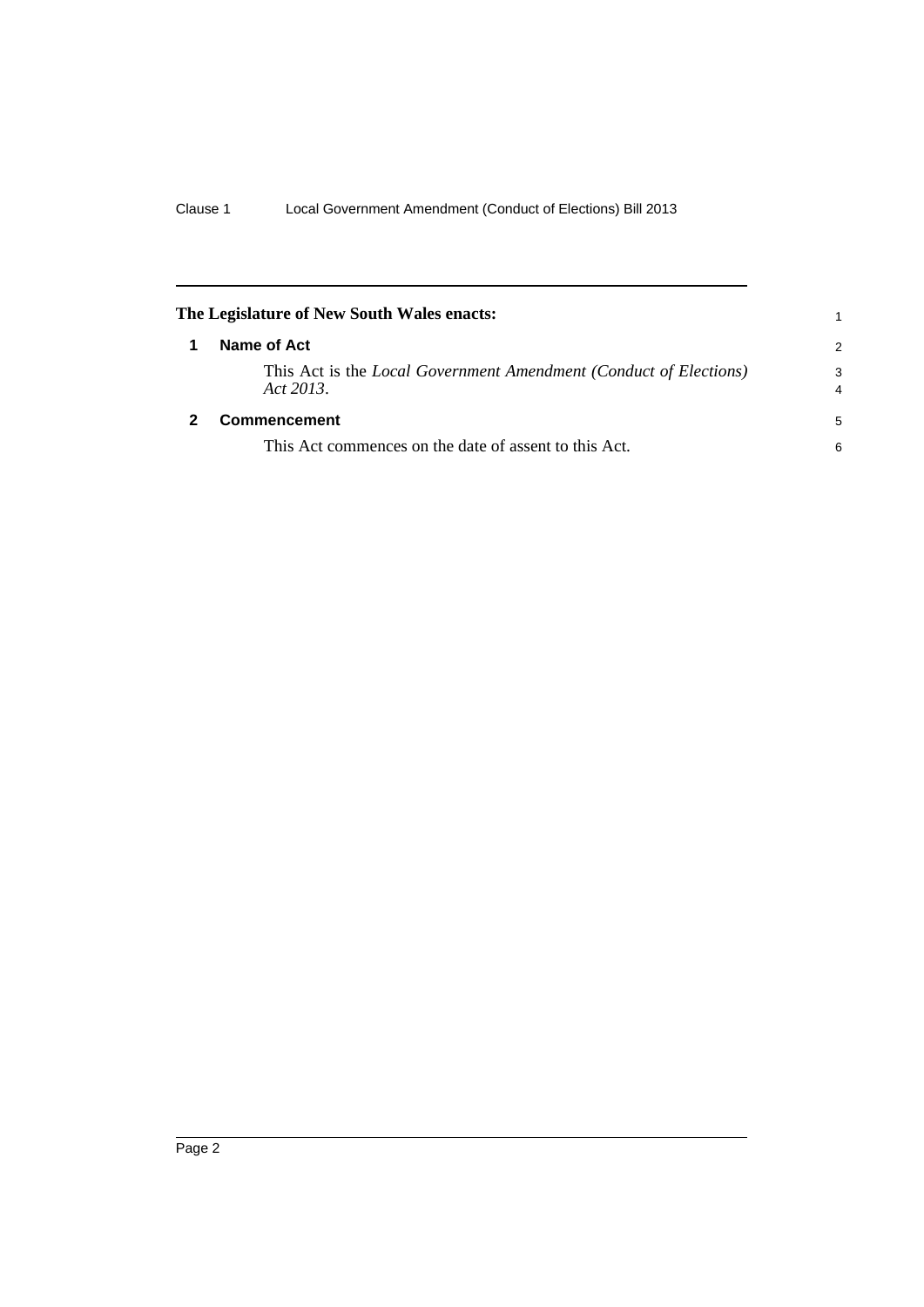**The Legislature of New South Wales enacts:**

## 1 Name of Act

This Act is the *Local Government Amendment (Conduct of Elections) Act 2013*.

## 2 Commencement

This Act commences on the date of assent to this Act.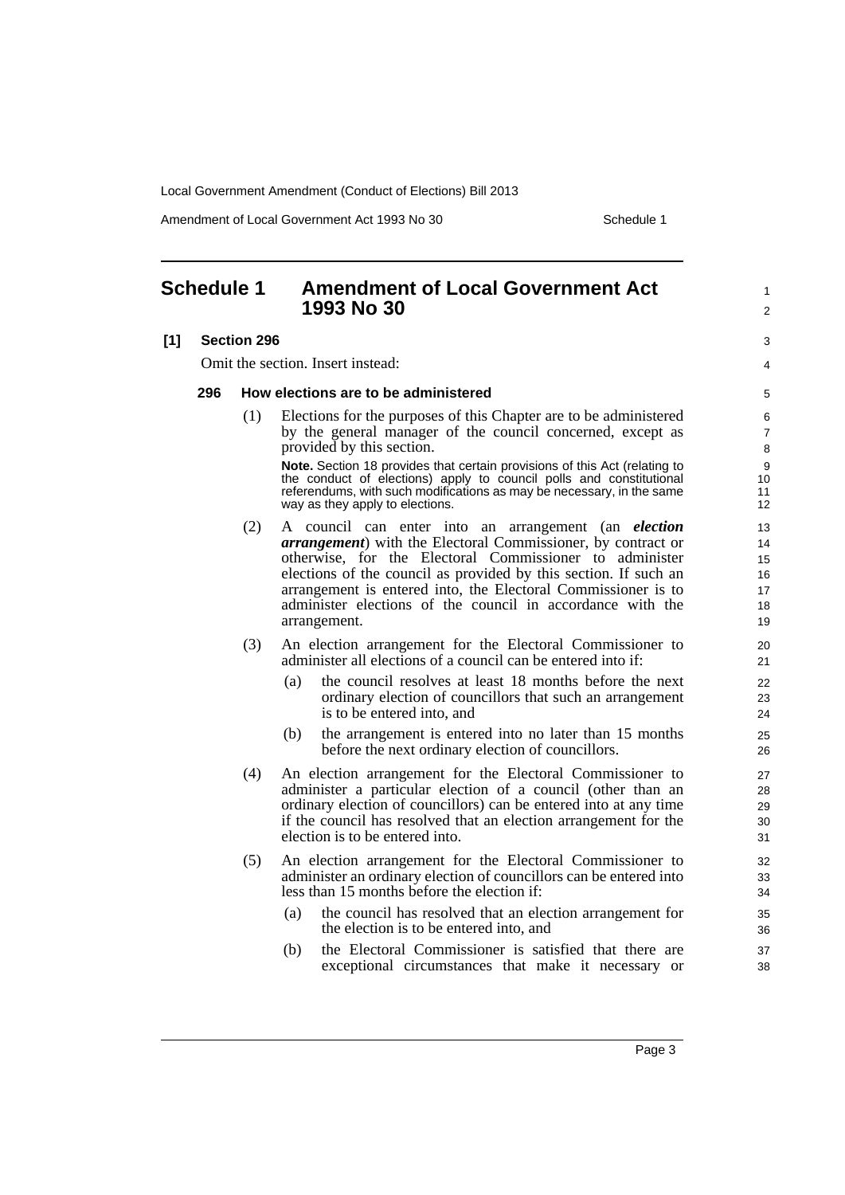## Schedule 1 Amendment of Local Government Act 1993 No 30

**[1] Section 296**

Omit the section. Insert instead:

**296 How elections are to be administered**

(1) Elections for the purposes of this Chapter are to be administered by the general manager of the council concerned, except as provided by this section.

**Note.** Section 18 provides that certain provisions of this Act (relating to the conduct of elections) apply to council polls and constitutional referendums, with such modifications as may be necessary, in the same way as they apply to elections.

(2) A council can enter into an arrangement (an ***election arrangement***) with the Electoral Commissioner, by contract or otherwise, for the Electoral Commissioner to administer elections of the council as provided by this section. If such an arrangement is entered into, the Electoral Commissioner is to administer elections of the council in accordance with the arrangement.

(3) An election arrangement for the Electoral Commissioner to administer all elections of a council can be entered into if:

(a) the council resolves at least 18 months before the next ordinary election of councillors that such an arrangement is to be entered into, and

(b) the arrangement is entered into no later than 15 months before the next ordinary election of councillors.

(4) An election arrangement for the Electoral Commissioner to administer a particular election of a council (other than an ordinary election of councillors) can be entered into at any time if the council has resolved that an election arrangement for the election is to be entered into.

(5) An election arrangement for the Electoral Commissioner to administer an ordinary election of councillors can be entered into less than 15 months before the election if:

(a) the council has resolved that an election arrangement for the election is to be entered into, and

(b) the Electoral Commissioner is satisfied that there are exceptional circumstances that make it necessary or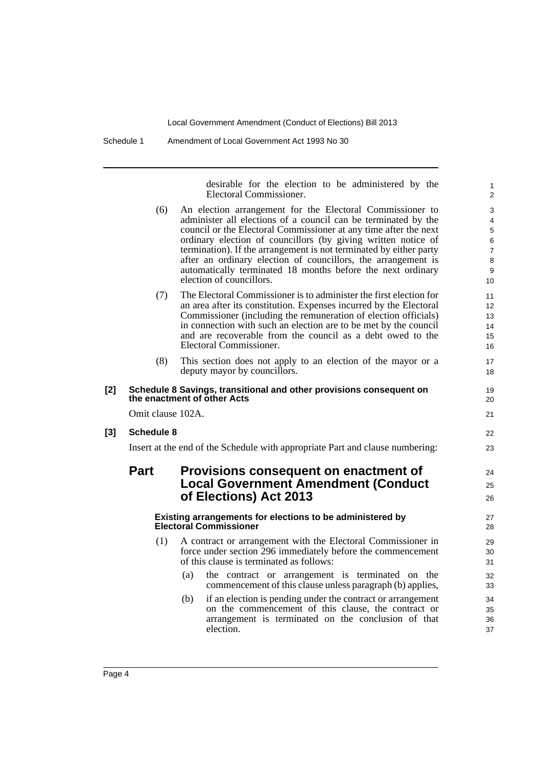desirable for the election to be administered by the Electoral Commissioner.

(6) An election arrangement for the Electoral Commissioner to administer all elections of a council can be terminated by the council or the Electoral Commissioner at any time after the next ordinary election of councillors (by giving written notice of termination). If the arrangement is not terminated by either party after an ordinary election of councillors, the arrangement is automatically terminated 18 months before the next ordinary election of councillors.

(7) The Electoral Commissioner is to administer the first election for an area after its constitution. Expenses incurred by the Electoral Commissioner (including the remuneration of election officials) in connection with such an election are to be met by the council and are recoverable from the council as a debt owed to the Electoral Commissioner.

(8) This section does not apply to an election of the mayor or a deputy mayor by councillors.

**[2] Schedule 8 Savings, transitional and other provisions consequent on the enactment of other Acts**

Omit clause 102A.

**[3] Schedule 8**

Insert at the end of the Schedule with appropriate Part and clause numbering:

## Part Provisions consequent on enactment of Local Government Amendment (Conduct of Elections) Act 2013

#### Existing arrangements for elections to be administered by Electoral Commissioner

(1) A contract or arrangement with the Electoral Commissioner in force under section 296 immediately before the commencement of this clause is terminated as follows:

(a) the contract or arrangement is terminated on the commencement of this clause unless paragraph (b) applies,

(b) if an election is pending under the contract or arrangement on the commencement of this clause, the contract or arrangement is terminated on the conclusion of that election.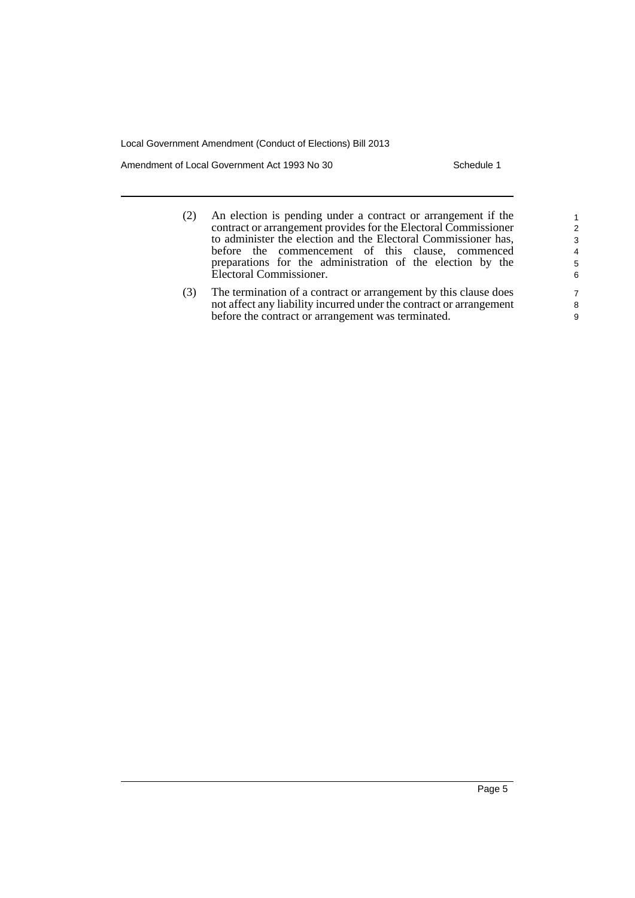(2) An election is pending under a contract or arrangement if the contract or arrangement provides for the Electoral Commissioner to administer the election and the Electoral Commissioner has, before the commencement of this clause, commenced preparations for the administration of the election by the Electoral Commissioner.

(3) The termination of a contract or arrangement by this clause does not affect any liability incurred under the contract or arrangement before the contract or arrangement was terminated.